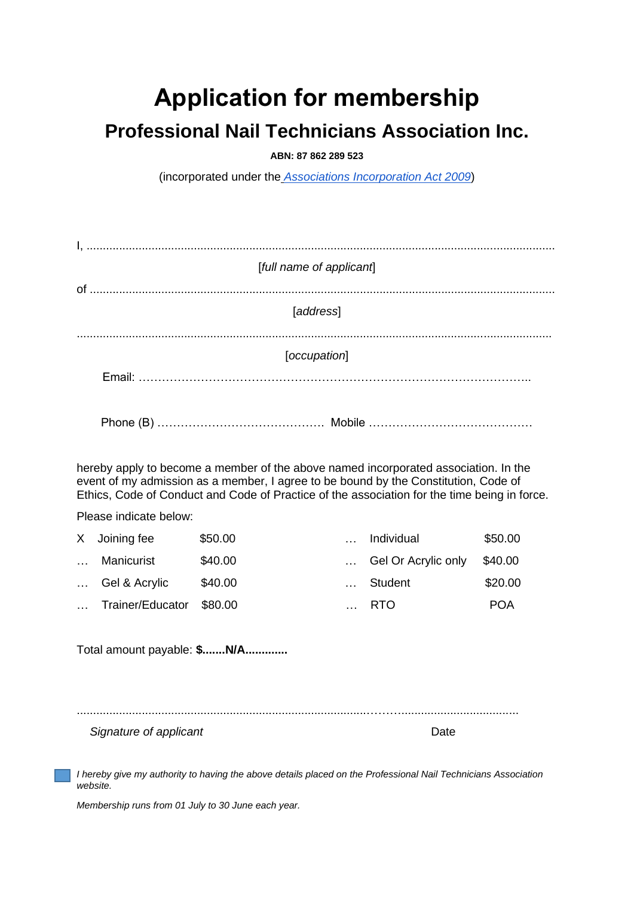# Application for membership

## Professional Nail Technicians Association Inc.

**ABN: 87 862 289 523**

(incorporated under the *Associations Incorporation Act 2009*)

I, ..........................................................................................................................................

[*full name of applicant*]

of ..........................................................................................................................................

[*address*]

..............................................................................................................................................

[*occupation*]

Email: ………………………………………………………………………………………..

Phone (B) …………………………………… Mobile ……………………………………

hereby apply to become a member of the above named incorporated association. In the event of my admission as a member, I agree to be bound by the Constitution, Code of Ethics, Code of Conduct and Code of Practice of the association for the time being in force.

Please indicate below:

| | | | | | |
|---|---|---|---|---|---|
| X | Joining fee | $50.00 | … | Individual | $50.00 |
| … | Manicurist | $40.00 | … | Gel Or Acrylic only | $40.00 |
| … | Gel & Acrylic | $40.00 | … | Student | $20.00 |
| … | Trainer/Educator | $80.00 | … | RTO | POA |

Total amount payable: **$.......N/A.............**

.......................................................................................................................................

*Signature of applicant* Date

☐ *I hereby give my authority to having the above details placed on the Professional Nail Technicians Association website.*

*Membership runs from 01 July to 30 June each year.*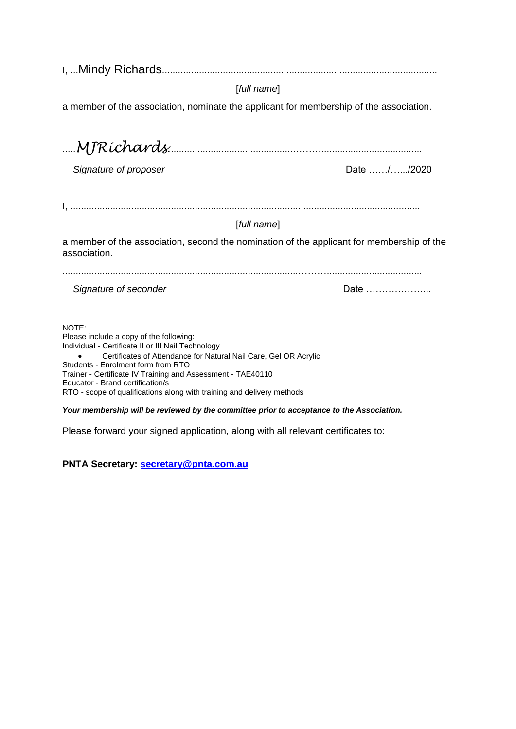I, ...Mindy Richards......................................................................................................

[*full name*]

a member of the association, nominate the applicant for membership of the association.

.....*MJRichards*.............................................................................................

*Signature of proposer* Date ……/…../2020

I, ...................................................................................................................................

[*full name*]

a member of the association, second the nomination of the applicant for membership of the association.

.......................................................................................................................................

*Signature of seconder* Date ………………...

NOTE:
Please include a copy of the following:
Individual - Certificate II or III Nail Technology

- Certificates of Attendance for Natural Nail Care, Gel OR Acrylic

Students - Enrolment form from RTO
Trainer - Certificate IV Training and Assessment - TAE40110
Educator - Brand certification/s
RTO - scope of qualifications along with training and delivery methods

***Your membership will be reviewed by the committee prior to acceptance to the Association.***

Please forward your signed application, along with all relevant certificates to:

**PNTA Secretary: secretary@pnta.com.au**